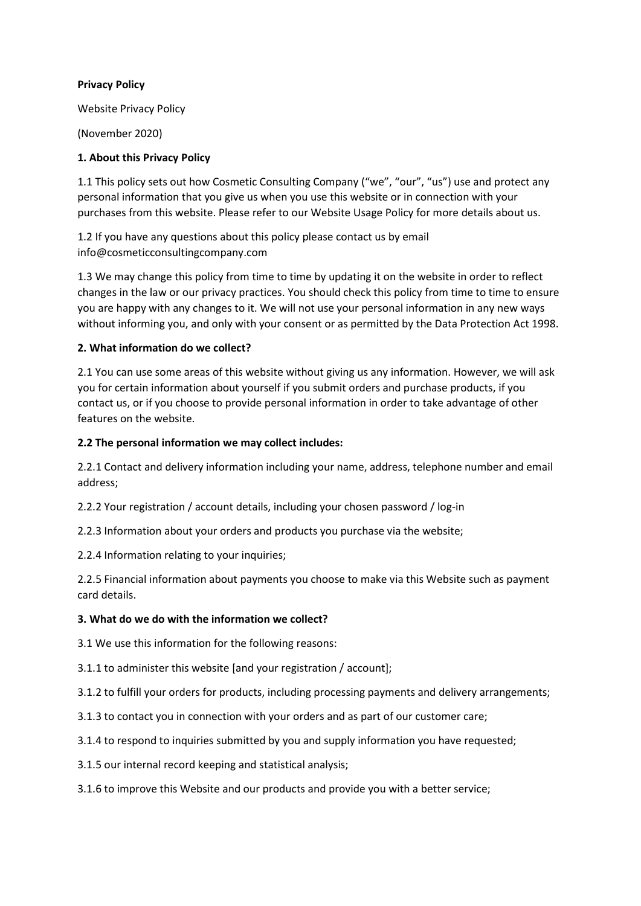**Privacy Policy**

Website Privacy Policy

(November 2020)

**1. About this Privacy Policy**

1.1 This policy sets out how Cosmetic Consulting Company ("we", "our", "us") use and protect any personal information that you give us when you use this website or in connection with your purchases from this website. Please refer to our Website Usage Policy for more details about us.

1.2 If you have any questions about this policy please contact us by email info@cosmeticconsultingcompany.com

1.3 We may change this policy from time to time by updating it on the website in order to reflect changes in the law or our privacy practices. You should check this policy from time to time to ensure you are happy with any changes to it. We will not use your personal information in any new ways without informing you, and only with your consent or as permitted by the Data Protection Act 1998.

**2. What information do we collect?**

2.1 You can use some areas of this website without giving us any information. However, we will ask you for certain information about yourself if you submit orders and purchase products, if you contact us, or if you choose to provide personal information in order to take advantage of other features on the website.

**2.2 The personal information we may collect includes:**

2.2.1 Contact and delivery information including your name, address, telephone number and email address;

2.2.2 Your registration / account details, including your chosen password / log-in

2.2.3 Information about your orders and products you purchase via the website;

2.2.4 Information relating to your inquiries;

2.2.5 Financial information about payments you choose to make via this Website such as payment card details.

**3. What do we do with the information we collect?**

3.1 We use this information for the following reasons:

3.1.1 to administer this website [and your registration / account];

3.1.2 to fulfill your orders for products, including processing payments and delivery arrangements;

3.1.3 to contact you in connection with your orders and as part of our customer care;

3.1.4 to respond to inquiries submitted by you and supply information you have requested;

3.1.5 our internal record keeping and statistical analysis;

3.1.6 to improve this Website and our products and provide you with a better service;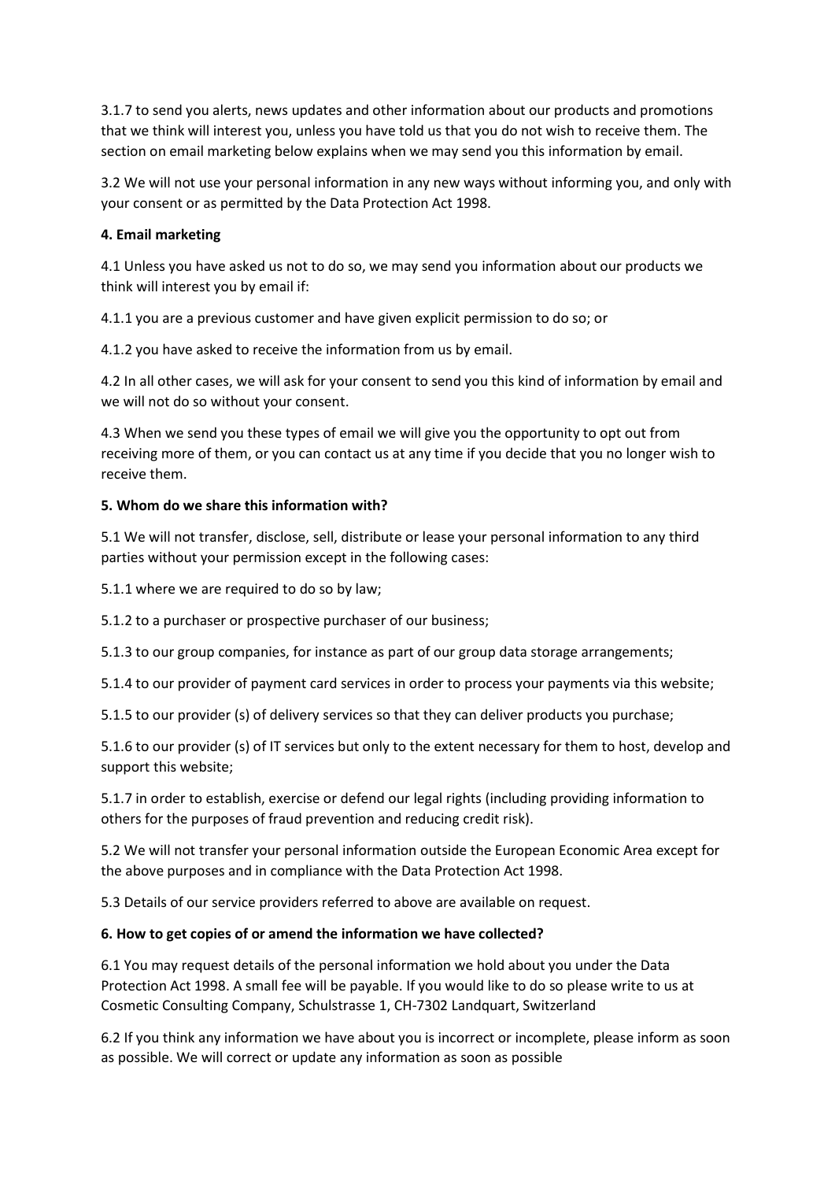3.1.7 to send you alerts, news updates and other information about our products and promotions that we think will interest you, unless you have told us that you do not wish to receive them. The section on email marketing below explains when we may send you this information by email.

3.2 We will not use your personal information in any new ways without informing you, and only with your consent or as permitted by the Data Protection Act 1998.

**4. Email marketing**

4.1 Unless you have asked us not to do so, we may send you information about our products we think will interest you by email if:

4.1.1 you are a previous customer and have given explicit permission to do so; or

4.1.2 you have asked to receive the information from us by email.

4.2 In all other cases, we will ask for your consent to send you this kind of information by email and we will not do so without your consent.

4.3 When we send you these types of email we will give you the opportunity to opt out from receiving more of them, or you can contact us at any time if you decide that you no longer wish to receive them.

**5. Whom do we share this information with?**

5.1 We will not transfer, disclose, sell, distribute or lease your personal information to any third parties without your permission except in the following cases:

5.1.1 where we are required to do so by law;

5.1.2 to a purchaser or prospective purchaser of our business;

5.1.3 to our group companies, for instance as part of our group data storage arrangements;

5.1.4 to our provider of payment card services in order to process your payments via this website;

5.1.5 to our provider (s) of delivery services so that they can deliver products you purchase;

5.1.6 to our provider (s) of IT services but only to the extent necessary for them to host, develop and support this website;

5.1.7 in order to establish, exercise or defend our legal rights (including providing information to others for the purposes of fraud prevention and reducing credit risk).

5.2 We will not transfer your personal information outside the European Economic Area except for the above purposes and in compliance with the Data Protection Act 1998.

5.3 Details of our service providers referred to above are available on request.

**6. How to get copies of or amend the information we have collected?**

6.1 You may request details of the personal information we hold about you under the Data Protection Act 1998. A small fee will be payable. If you would like to do so please write to us at Cosmetic Consulting Company, Schulstrasse 1, CH-7302 Landquart, Switzerland

6.2 If you think any information we have about you is incorrect or incomplete, please inform as soon as possible. We will correct or update any information as soon as possible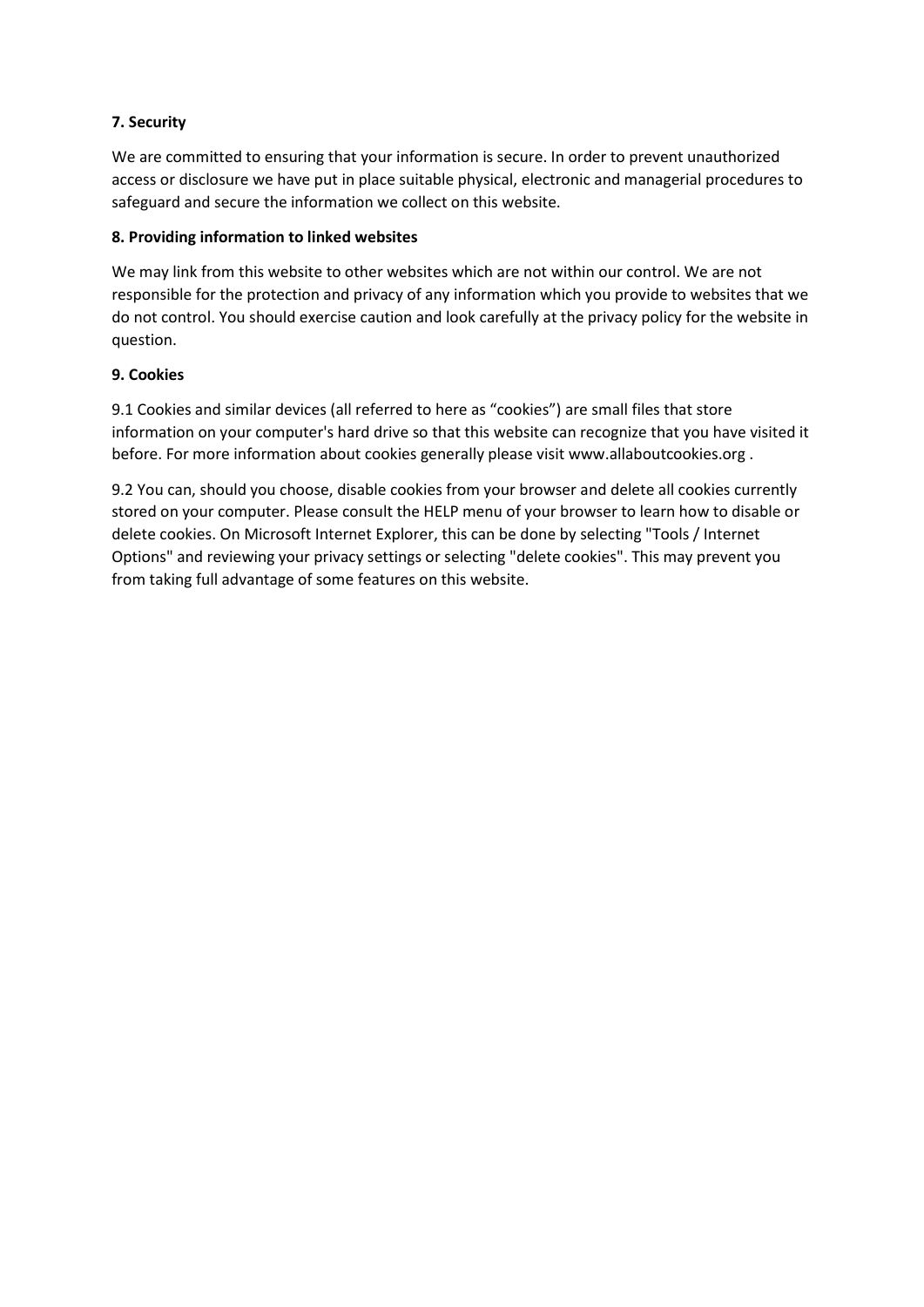**7. Security**

We are committed to ensuring that your information is secure. In order to prevent unauthorized access or disclosure we have put in place suitable physical, electronic and managerial procedures to safeguard and secure the information we collect on this website.

**8. Providing information to linked websites**

We may link from this website to other websites which are not within our control. We are not responsible for the protection and privacy of any information which you provide to websites that we do not control. You should exercise caution and look carefully at the privacy policy for the website in question.

**9. Cookies**

9.1 Cookies and similar devices (all referred to here as “cookies”) are small files that store information on your computer's hard drive so that this website can recognize that you have visited it before. For more information about cookies generally please visit www.allaboutcookies.org .

9.2 You can, should you choose, disable cookies from your browser and delete all cookies currently stored on your computer. Please consult the HELP menu of your browser to learn how to disable or delete cookies. On Microsoft Internet Explorer, this can be done by selecting "Tools / Internet Options" and reviewing your privacy settings or selecting "delete cookies". This may prevent you from taking full advantage of some features on this website.